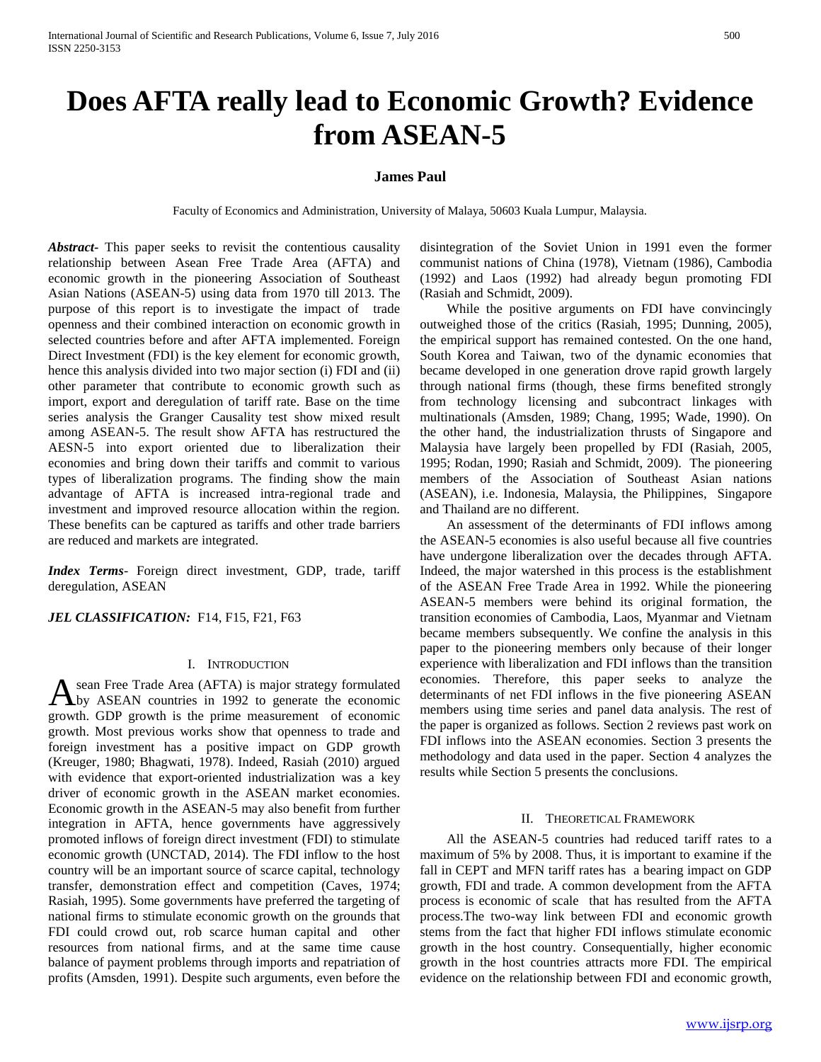# Does AFTA really lead to Economic Growth? Evidence from ASEAN-5

**James Paul**

Faculty of Economics and Administration, University of Malaya, 50603 Kuala Lumpur, Malaysia.

***Abstract***- This paper seeks to revisit the contentious causality relationship between Asean Free Trade Area (AFTA) and economic growth in the pioneering Association of Southeast Asian Nations (ASEAN-5) using data from 1970 till 2013. The purpose of this report is to investigate the impact of trade openness and their combined interaction on economic growth in selected countries before and after AFTA implemented. Foreign Direct Investment (FDI) is the key element for economic growth, hence this analysis divided into two major section (i) FDI and (ii) other parameter that contribute to economic growth such as import, export and deregulation of tariff rate. Base on the time series analysis the Granger Causality test show mixed result among ASEAN-5. The result show AFTA has restructured the AESN-5 into export oriented due to liberalization their economies and bring down their tariffs and commit to various types of liberalization programs. The finding show the main advantage of AFTA is increased intra-regional trade and investment and improved resource allocation within the region. These benefits can be captured as tariffs and other trade barriers are reduced and markets are integrated.

***Index Terms***- Foreign direct investment, GDP, trade, tariff deregulation, ASEAN

***JEL CLASSIFICATION:*** F14, F15, F21, F63

## I. Introduction

Asean Free Trade Area (AFTA) is major strategy formulated by ASEAN countries in 1992 to generate the economic growth. GDP growth is the prime measurement of economic growth. Most previous works show that openness to trade and foreign investment has a positive impact on GDP growth (Kreuger, 1980; Bhagwati, 1978). Indeed, Rasiah (2010) argued with evidence that export-oriented industrialization was a key driver of economic growth in the ASEAN market economies. Economic growth in the ASEAN-5 may also benefit from further integration in AFTA, hence governments have aggressively promoted inflows of foreign direct investment (FDI) to stimulate economic growth (UNCTAD, 2014). The FDI inflow to the host country will be an important source of scarce capital, technology transfer, demonstration effect and competition (Caves, 1974; Rasiah, 1995). Some governments have preferred the targeting of national firms to stimulate economic growth on the grounds that FDI could crowd out, rob scarce human capital and other resources from national firms, and at the same time cause balance of payment problems through imports and repatriation of profits (Amsden, 1991). Despite such arguments, even before the disintegration of the Soviet Union in 1991 even the former communist nations of China (1978), Vietnam (1986), Cambodia (1992) and Laos (1992) had already begun promoting FDI (Rasiah and Schmidt, 2009).

While the positive arguments on FDI have convincingly outweighed those of the critics (Rasiah, 1995; Dunning, 2005), the empirical support has remained contested. On the one hand, South Korea and Taiwan, two of the dynamic economies that became developed in one generation drove rapid growth largely through national firms (though, these firms benefited strongly from technology licensing and subcontract linkages with multinationals (Amsden, 1989; Chang, 1995; Wade, 1990). On the other hand, the industrialization thrusts of Singapore and Malaysia have largely been propelled by FDI (Rasiah, 2005, 1995; Rodan, 1990; Rasiah and Schmidt, 2009). The pioneering members of the Association of Southeast Asian nations (ASEAN), i.e. Indonesia, Malaysia, the Philippines, Singapore and Thailand are no different.

An assessment of the determinants of FDI inflows among the ASEAN-5 economies is also useful because all five countries have undergone liberalization over the decades through AFTA. Indeed, the major watershed in this process is the establishment of the ASEAN Free Trade Area in 1992. While the pioneering ASEAN-5 members were behind its original formation, the transition economies of Cambodia, Laos, Myanmar and Vietnam became members subsequently. We confine the analysis in this paper to the pioneering members only because of their longer experience with liberalization and FDI inflows than the transition economies. Therefore, this paper seeks to analyze the determinants of net FDI inflows in the five pioneering ASEAN members using time series and panel data analysis. The rest of the paper is organized as follows. Section 2 reviews past work on FDI inflows into the ASEAN economies. Section 3 presents the methodology and data used in the paper. Section 4 analyzes the results while Section 5 presents the conclusions.

## II. Theoretical Framework

All the ASEAN-5 countries had reduced tariff rates to a maximum of 5% by 2008. Thus, it is important to examine if the fall in CEPT and MFN tariff rates has a bearing impact on GDP growth, FDI and trade. A common development from the AFTA process is economic of scale that has resulted from the AFTA process.The two-way link between FDI and economic growth stems from the fact that higher FDI inflows stimulate economic growth in the host country. Consequentially, higher economic growth in the host countries attracts more FDI. The empirical evidence on the relationship between FDI and economic growth,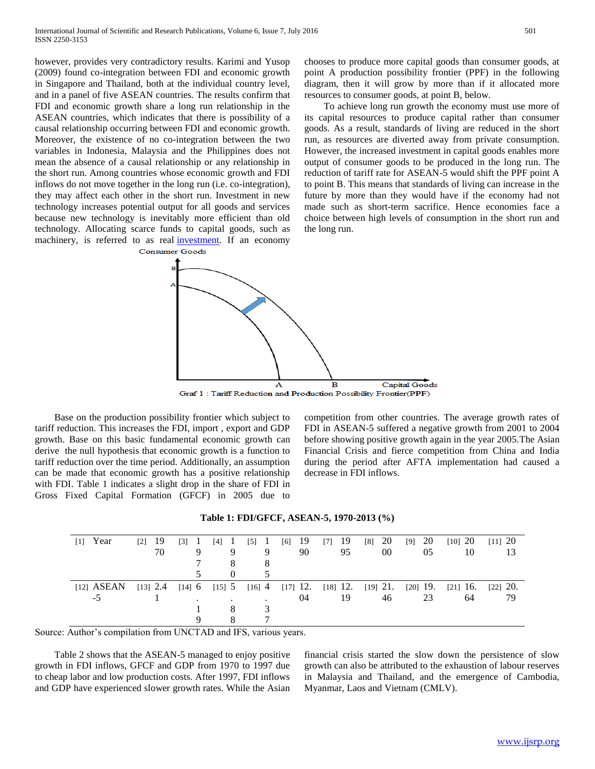however, provides very contradictory results. Karimi and Yusop (2009) found co-integration between FDI and economic growth in Singapore and Thailand, both at the individual country level, and in a panel of five ASEAN countries. The results confirm that FDI and economic growth share a long run relationship in the ASEAN countries, which indicates that there is possibility of a causal relationship occurring between FDI and economic growth. Moreover, the existence of no co-integration between the two variables in Indonesia, Malaysia and the Philippines does not mean the absence of a causal relationship or any relationship in the short run. Among countries whose economic growth and FDI inflows do not move together in the long run (i.e. co-integration), they may affect each other in the short run. Investment in new technology increases potential output for all goods and services because new technology is inevitably more efficient than old technology. Allocating scarce funds to capital goods, such as machinery, is referred to as real investment. If an economy chooses to produce more capital goods than consumer goods, at point A production possibility frontier (PPF) in the following diagram, then it will grow by more than if it allocated more resources to consumer goods, at point B, below.

To achieve long run growth the economy must use more of its capital resources to produce capital rather than consumer goods. As a result, standards of living are reduced in the short run, as resources are diverted away from private consumption. However, the increased investment in capital goods enables more output of consumer goods to be produced in the long run. The reduction of tariff rate for ASEAN-5 would shift the PPF point A to point B. This means that standards of living can increase in the future by more than they would have if the economy had not made such as short-term sacrifice. Hence economies face a choice between high levels of consumption in the short run and the long run.

Graf 1 : Tariff Reduction and Production Possibility Frontier(PPF)

Base on the production possibility frontier which subject to tariff reduction. This increases the FDI, import , export and GDP growth. Base on this basic fundamental economic growth can derive the null hypothesis that economic growth is a function to tariff reduction over the time period. Additionally, an assumption can be made that economic growth has a positive relationship with FDI. Table 1 indicates a slight drop in the share of FDI in Gross Fixed Capital Formation (GFCF) in 2005 due to competition from other countries. The average growth rates of FDI in ASEAN-5 suffered a negative growth from 2001 to 2004 before showing positive growth again in the year 2005.The Asian Financial Crisis and fierce competition from China and India during the period after AFTA implementation had caused a decrease in FDI inflows.

**Table 1: FDI/GFCF, ASEAN-5, 1970-2013 (%)**

| Year | 1970 | 1975 | 1980 | 1985 | 1990 | 1995 | 2000 | 2005 | 2010 | 2013 |
|---|---|---|---|---|---|---|---|---|---|---|
| ASEAN-5 | 2.41 | 6.19 | 5.88 | 4.37 | 12.04 | 12.19 | 21.46 | 19.23 | 16.64 | 20.79 |

Source: Author's compilation from UNCTAD and IFS, various years.

Table 2 shows that the ASEAN-5 managed to enjoy positive growth in FDI inflows, GFCF and GDP from 1970 to 1997 due to cheap labor and low production costs. After 1997, FDI inflows and GDP have experienced slower growth rates. While the Asian financial crisis started the slow down the persistence of slow growth can also be attributed to the exhaustion of labour reserves in Malaysia and Thailand, and the emergence of Cambodia, Myanmar, Laos and Vietnam (CMLV).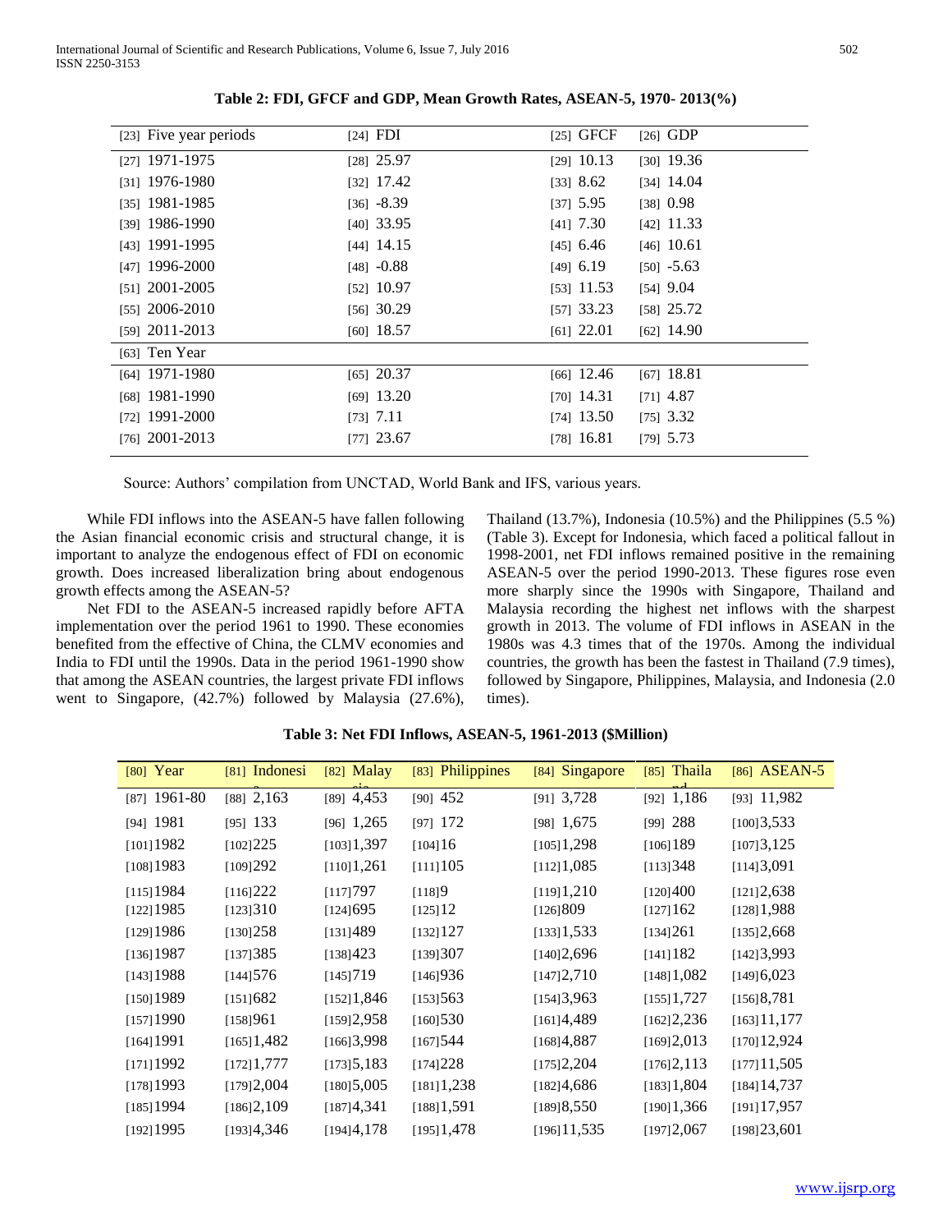**Table 2: FDI, GFCF and GDP, Mean Growth Rates, ASEAN-5, 1970- 2013(%)**

| Five year periods | FDI | GFCF | GDP |
|---|---|---|---|
| 1971-1975 | 25.97 | 10.13 | 19.36 |
| 1976-1980 | 17.42 | 8.62 | 14.04 |
| 1981-1985 | -8.39 | 5.95 | 0.98 |
| 1986-1990 | 33.95 | 7.30 | 11.33 |
| 1991-1995 | 14.15 | 6.46 | 10.61 |
| 1996-2000 | -0.88 | 6.19 | -5.63 |
| 2001-2005 | 10.97 | 11.53 | 9.04 |
| 2006-2010 | 30.29 | 33.23 | 25.72 |
| 2011-2013 | 18.57 | 22.01 | 14.90 |
| Ten Year | | | |
| 1971-1980 | 20.37 | 12.46 | 18.81 |
| 1981-1990 | 13.20 | 14.31 | 4.87 |
| 1991-2000 | 7.11 | 13.50 | 3.32 |
| 2001-2013 | 23.67 | 16.81 | 5.73 |

Source: Authors' compilation from UNCTAD, World Bank and IFS, various years.

While FDI inflows into the ASEAN-5 have fallen following the Asian financial economic crisis and structural change, it is important to analyze the endogenous effect of FDI on economic growth. Does increased liberalization bring about endogenous growth effects among the ASEAN-5?

Net FDI to the ASEAN-5 increased rapidly before AFTA implementation over the period 1961 to 1990. These economies benefited from the effective of China, the CLMV economies and India to FDI until the 1990s. Data in the period 1961-1990 show that among the ASEAN countries, the largest private FDI inflows went to Singapore, (42.7%) followed by Malaysia (27.6%), Thailand (13.7%), Indonesia (10.5%) and the Philippines (5.5 %) (Table 3). Except for Indonesia, which faced a political fallout in 1998-2001, net FDI inflows remained positive in the remaining ASEAN-5 over the period 1990-2013. These figures rose even more sharply since the 1990s with Singapore, Thailand and Malaysia recording the highest net inflows with the sharpest growth in 2013. The volume of FDI inflows in ASEAN in the 1980s was 4.3 times that of the 1970s. Among the individual countries, the growth has been the fastest in Thailand (7.9 times), followed by Singapore, Philippines, Malaysia, and Indonesia (2.0 times).

**Table 3: Net FDI Inflows, ASEAN-5, 1961-2013 ($Million)**

| Year | Indonesia | Malaysia | Philippines | Singapore | Thailand | ASEAN-5 |
|---|---|---|---|---|---|---|
| 1961-80 | 2,163 | 4,453 | 452 | 3,728 | 1,186 | 11,982 |
| 1981 | 133 | 1,265 | 172 | 1,675 | 288 | 3,533 |
| 1982 | 225 | 1,397 | 16 | 1,298 | 189 | 3,125 |
| 1983 | 292 | 1,261 | 105 | 1,085 | 348 | 3,091 |
| 1984 | 222 | 797 | 9 | 1,210 | 400 | 2,638 |
| 1985 | 310 | 695 | 12 | 809 | 162 | 1,988 |
| 1986 | 258 | 489 | 127 | 1,533 | 261 | 2,668 |
| 1987 | 385 | 423 | 307 | 2,696 | 182 | 3,993 |
| 1988 | 576 | 719 | 936 | 2,710 | 1,082 | 6,023 |
| 1989 | 682 | 1,846 | 563 | 3,963 | 1,727 | 8,781 |
| 1990 | 961 | 2,958 | 530 | 4,489 | 2,236 | 11,177 |
| 1991 | 1,482 | 3,998 | 544 | 4,887 | 2,013 | 12,924 |
| 1992 | 1,777 | 5,183 | 228 | 2,204 | 2,113 | 11,505 |
| 1993 | 2,004 | 5,005 | 1,238 | 4,686 | 1,804 | 14,737 |
| 1994 | 2,109 | 4,341 | 1,591 | 8,550 | 1,366 | 17,957 |
| 1995 | 4,346 | 4,178 | 1,478 | 11,535 | 2,067 | 23,601 |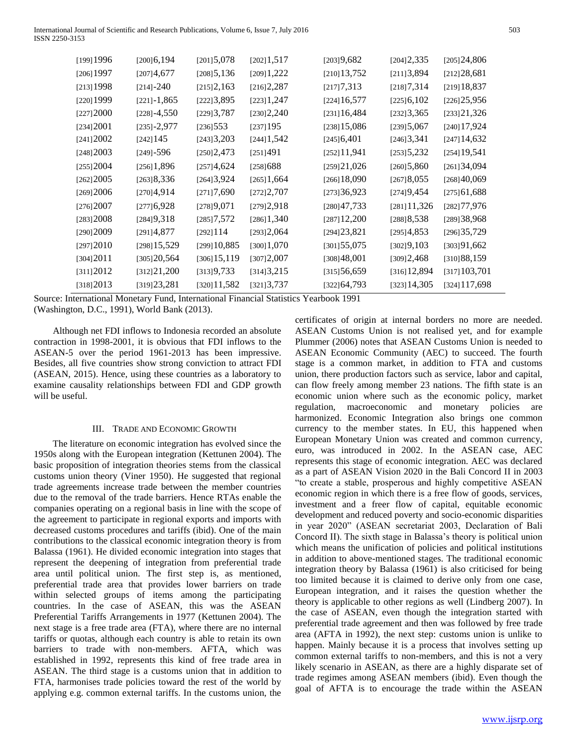| [199]1996 | [200]6,194 | [201]5,078 | [202]1,517 | [203]9,682 | [204]2,335 | [205]24,806 |
|---|---|---|---|---|---|---|
| [206]1997 | [207]4,677 | [208]5,136 | [209]1,222 | [210]13,752 | [211]3,894 | [212]28,681 |
| [213]1998 | [214]-240 | [215]2,163 | [216]2,287 | [217]7,313 | [218]7,314 | [219]18,837 |
| [220]1999 | [221]-1,865 | [222]3,895 | [223]1,247 | [224]16,577 | [225]6,102 | [226]25,956 |
| [227]2000 | [228]-4,550 | [229]3,787 | [230]2,240 | [231]16,484 | [232]3,365 | [233]21,326 |
| [234]2001 | [235]-2,977 | [236]553 | [237]195 | [238]15,086 | [239]5,067 | [240]17,924 |
| [241]2002 | [242]145 | [243]3,203 | [244]1,542 | [245]6,401 | [246]3,341 | [247]14,632 |
| [248]2003 | [249]-596 | [250]2,473 | [251]491 | [252]11,941 | [253]5,232 | [254]19,541 |
| [255]2004 | [256]1,896 | [257]4,624 | [258]688 | [259]21,026 | [260]5,860 | [261]34,094 |
| [262]2005 | [263]8,336 | [264]3,924 | [265]1,664 | [266]18,090 | [267]8,055 | [268]40,069 |
| [269]2006 | [270]4,914 | [271]7,690 | [272]2,707 | [273]36,923 | [274]9,454 | [275]61,688 |
| [276]2007 | [277]6,928 | [278]9,071 | [279]2,918 | [280]47,733 | [281]11,326 | [282]77,976 |
| [283]2008 | [284]9,318 | [285]7,572 | [286]1,340 | [287]12,200 | [288]8,538 | [289]38,968 |
| [290]2009 | [291]4,877 | [292]114 | [293]2,064 | [294]23,821 | [295]4,853 | [296]35,729 |
| [297]2010 | [298]15,529 | [299]10,885 | [300]1,070 | [301]55,075 | [302]9,103 | [303]91,662 |
| [304]2011 | [305]20,564 | [306]15,119 | [307]2,007 | [308]48,001 | [309]2,468 | [310]88,159 |
| [311]2012 | [312]21,200 | [313]9,733 | [314]3,215 | [315]56,659 | [316]12,894 | [317]103,701 |
| [318]2013 | [319]23,281 | [320]11,582 | [321]3,737 | [322]64,793 | [323]14,305 | [324]117,698 |

Source: International Monetary Fund, International Financial Statistics Yearbook 1991 (Washington, D.C., 1991), World Bank (2013).

Although net FDI inflows to Indonesia recorded an absolute contraction in 1998-2001, it is obvious that FDI inflows to the ASEAN-5 over the period 1961-2013 has been impressive. Besides, all five countries show strong conviction to attract FDI (ASEAN, 2015). Hence, using these countries as a laboratory to examine causality relationships between FDI and GDP growth will be useful.

## III. Trade and Economic Growth

The literature on economic integration has evolved since the 1950s along with the European integration (Kettunen 2004). The basic proposition of integration theories stems from the classical customs union theory (Viner 1950). He suggested that regional trade agreements increase trade between the member countries due to the removal of the trade barriers. Hence RTAs enable the companies operating on a regional basis in line with the scope of the agreement to participate in regional exports and imports with decreased customs procedures and tariffs (ibid). One of the main contributions to the classical economic integration theory is from Balassa (1961). He divided economic integration into stages that represent the deepening of integration from preferential trade area until political union. The first step is, as mentioned, preferential trade area that provides lower barriers on trade within selected groups of items among the participating countries. In the case of ASEAN, this was the ASEAN Preferential Tariffs Arrangements in 1977 (Kettunen 2004). The next stage is a free trade area (FTA), where there are no internal tariffs or quotas, although each country is able to retain its own barriers to trade with non-members. AFTA, which was established in 1992, represents this kind of free trade area in ASEAN. The third stage is a customs union that in addition to FTA, harmonises trade policies toward the rest of the world by applying e.g. common external tariffs. In the customs union, the certificates of origin at internal borders no more are needed. ASEAN Customs Union is not realised yet, and for example Plummer (2006) notes that ASEAN Customs Union is needed to ASEAN Economic Community (AEC) to succeed. The fourth stage is a common market, in addition to FTA and customs union, there production factors such as service, labor and capital, can flow freely among member 23 nations. The fifth state is an economic union where such as the economic policy, market regulation, macroeconomic and monetary policies are harmonized. Economic Integration also brings one common currency to the member states. In EU, this happened when European Monetary Union was created and common currency, euro, was introduced in 2002. In the ASEAN case, AEC represents this stage of economic integration. AEC was declared as a part of ASEAN Vision 2020 in the Bali Concord II in 2003 "to create a stable, prosperous and highly competitive ASEAN economic region in which there is a free flow of goods, services, investment and a freer flow of capital, equitable economic development and reduced poverty and socio-economic disparities in year 2020" (ASEAN secretariat 2003, Declaration of Bali Concord II). The sixth stage in Balassa's theory is political union which means the unification of policies and political institutions in addition to above-mentioned stages. The traditional economic integration theory by Balassa (1961) is also criticised for being too limited because it is claimed to derive only from one case, European integration, and it raises the question whether the theory is applicable to other regions as well (Lindberg 2007). In the case of ASEAN, even though the integration started with preferential trade agreement and then was followed by free trade area (AFTA in 1992), the next step: customs union is unlike to happen. Mainly because it is a process that involves setting up common external tariffs to non-members, and this is not a very likely scenario in ASEAN, as there are a highly disparate set of trade regimes among ASEAN members (ibid). Even though the goal of AFTA is to encourage the trade within the ASEAN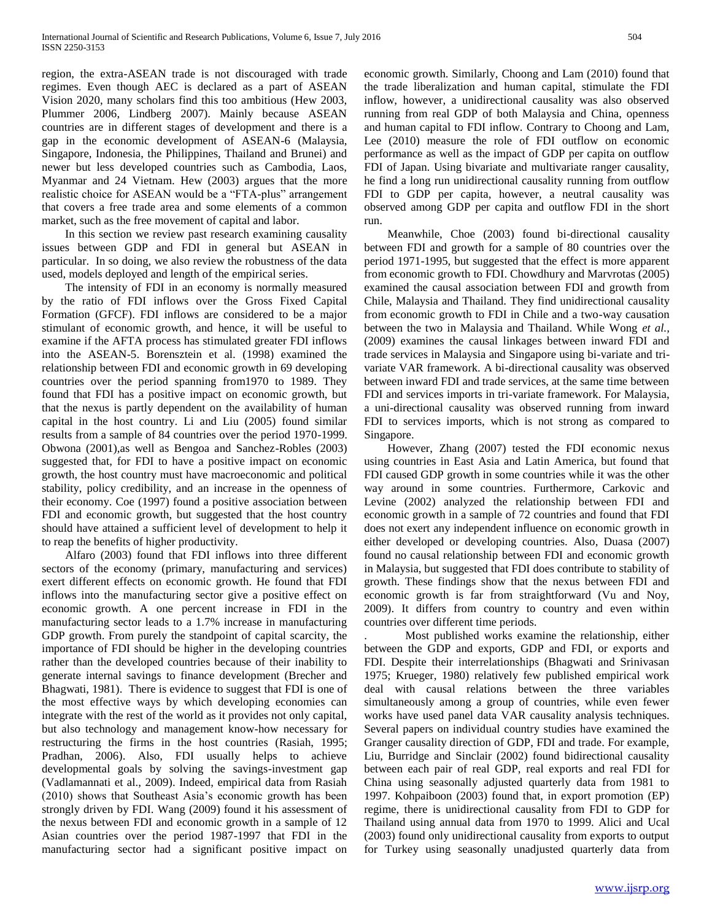region, the extra-ASEAN trade is not discouraged with trade regimes. Even though AEC is declared as a part of ASEAN Vision 2020, many scholars find this too ambitious (Hew 2003, Plummer 2006, Lindberg 2007). Mainly because ASEAN countries are in different stages of development and there is a gap in the economic development of ASEAN-6 (Malaysia, Singapore, Indonesia, the Philippines, Thailand and Brunei) and newer but less developed countries such as Cambodia, Laos, Myanmar and 24 Vietnam. Hew (2003) argues that the more realistic choice for ASEAN would be a "FTA-plus" arrangement that covers a free trade area and some elements of a common market, such as the free movement of capital and labor.

In this section we review past research examining causality issues between GDP and FDI in general but ASEAN in particular. In so doing, we also review the robustness of the data used, models deployed and length of the empirical series.

The intensity of FDI in an economy is normally measured by the ratio of FDI inflows over the Gross Fixed Capital Formation (GFCF). FDI inflows are considered to be a major stimulant of economic growth, and hence, it will be useful to examine if the AFTA process has stimulated greater FDI inflows into the ASEAN-5. Borensztein et al. (1998) examined the relationship between FDI and economic growth in 69 developing countries over the period spanning from1970 to 1989. They found that FDI has a positive impact on economic growth, but that the nexus is partly dependent on the availability of human capital in the host country. Li and Liu (2005) found similar results from a sample of 84 countries over the period 1970-1999. Obwona (2001),as well as Bengoa and Sanchez-Robles (2003) suggested that, for FDI to have a positive impact on economic growth, the host country must have macroeconomic and political stability, policy credibility, and an increase in the openness of their economy. Coe (1997) found a positive association between FDI and economic growth, but suggested that the host country should have attained a sufficient level of development to help it to reap the benefits of higher productivity.

Alfaro (2003) found that FDI inflows into three different sectors of the economy (primary, manufacturing and services) exert different effects on economic growth. He found that FDI inflows into the manufacturing sector give a positive effect on economic growth. A one percent increase in FDI in the manufacturing sector leads to a 1.7% increase in manufacturing GDP growth. From purely the standpoint of capital scarcity, the importance of FDI should be higher in the developing countries rather than the developed countries because of their inability to generate internal savings to finance development (Brecher and Bhagwati, 1981). There is evidence to suggest that FDI is one of the most effective ways by which developing economies can integrate with the rest of the world as it provides not only capital, but also technology and management know-how necessary for restructuring the firms in the host countries (Rasiah, 1995; Pradhan, 2006). Also, FDI usually helps to achieve developmental goals by solving the savings-investment gap (Vadlamannati et al., 2009). Indeed, empirical data from Rasiah (2010) shows that Southeast Asia's economic growth has been strongly driven by FDI. Wang (2009) found it his assessment of the nexus between FDI and economic growth in a sample of 12 Asian countries over the period 1987-1997 that FDI in the manufacturing sector had a significant positive impact on economic growth. Similarly, Choong and Lam (2010) found that the trade liberalization and human capital, stimulate the FDI inflow, however, a unidirectional causality was also observed running from real GDP of both Malaysia and China, openness and human capital to FDI inflow. Contrary to Choong and Lam, Lee (2010) measure the role of FDI outflow on economic performance as well as the impact of GDP per capita on outflow FDI of Japan. Using bivariate and multivariate ranger causality, he find a long run unidirectional causality running from outflow FDI to GDP per capita, however, a neutral causality was observed among GDP per capita and outflow FDI in the short run.

Meanwhile, Choe (2003) found bi-directional causality between FDI and growth for a sample of 80 countries over the period 1971-1995, but suggested that the effect is more apparent from economic growth to FDI. Chowdhury and Marvrotas (2005) examined the causal association between FDI and growth from Chile, Malaysia and Thailand. They find unidirectional causality from economic growth to FDI in Chile and a two-way causation between the two in Malaysia and Thailand. While Wong *et al.,* (2009) examines the causal linkages between inward FDI and trade services in Malaysia and Singapore using bi-variate and tri-variate VAR framework. A bi-directional causality was observed between inward FDI and trade services, at the same time between FDI and services imports in tri-variate framework. For Malaysia, a uni-directional causality was observed running from inward FDI to services imports, which is not strong as compared to Singapore.

However, Zhang (2007) tested the FDI economic nexus using countries in East Asia and Latin America, but found that FDI caused GDP growth in some countries while it was the other way around in some countries. Furthermore, Carkovic and Levine (2002) analyzed the relationship between FDI and economic growth in a sample of 72 countries and found that FDI does not exert any independent influence on economic growth in either developed or developing countries. Also, Duasa (2007) found no causal relationship between FDI and economic growth in Malaysia, but suggested that FDI does contribute to stability of growth. These findings show that the nexus between FDI and economic growth is far from straightforward (Vu and Noy, 2009). It differs from country to country and even within countries over different time periods.

. Most published works examine the relationship, either between the GDP and exports, GDP and FDI, or exports and FDI. Despite their interrelationships (Bhagwati and Srinivasan 1975; Krueger, 1980) relatively few published empirical work deal with causal relations between the three variables simultaneously among a group of countries, while even fewer works have used panel data VAR causality analysis techniques. Several papers on individual country studies have examined the Granger causality direction of GDP, FDI and trade. For example, Liu, Burridge and Sinclair (2002) found bidirectional causality between each pair of real GDP, real exports and real FDI for China using seasonally adjusted quarterly data from 1981 to 1997. Kohpaiboon (2003) found that, in export promotion (EP) regime, there is unidirectional causality from FDI to GDP for Thailand using annual data from 1970 to 1999. Alici and Ucal (2003) found only unidirectional causality from exports to output for Turkey using seasonally unadjusted quarterly data from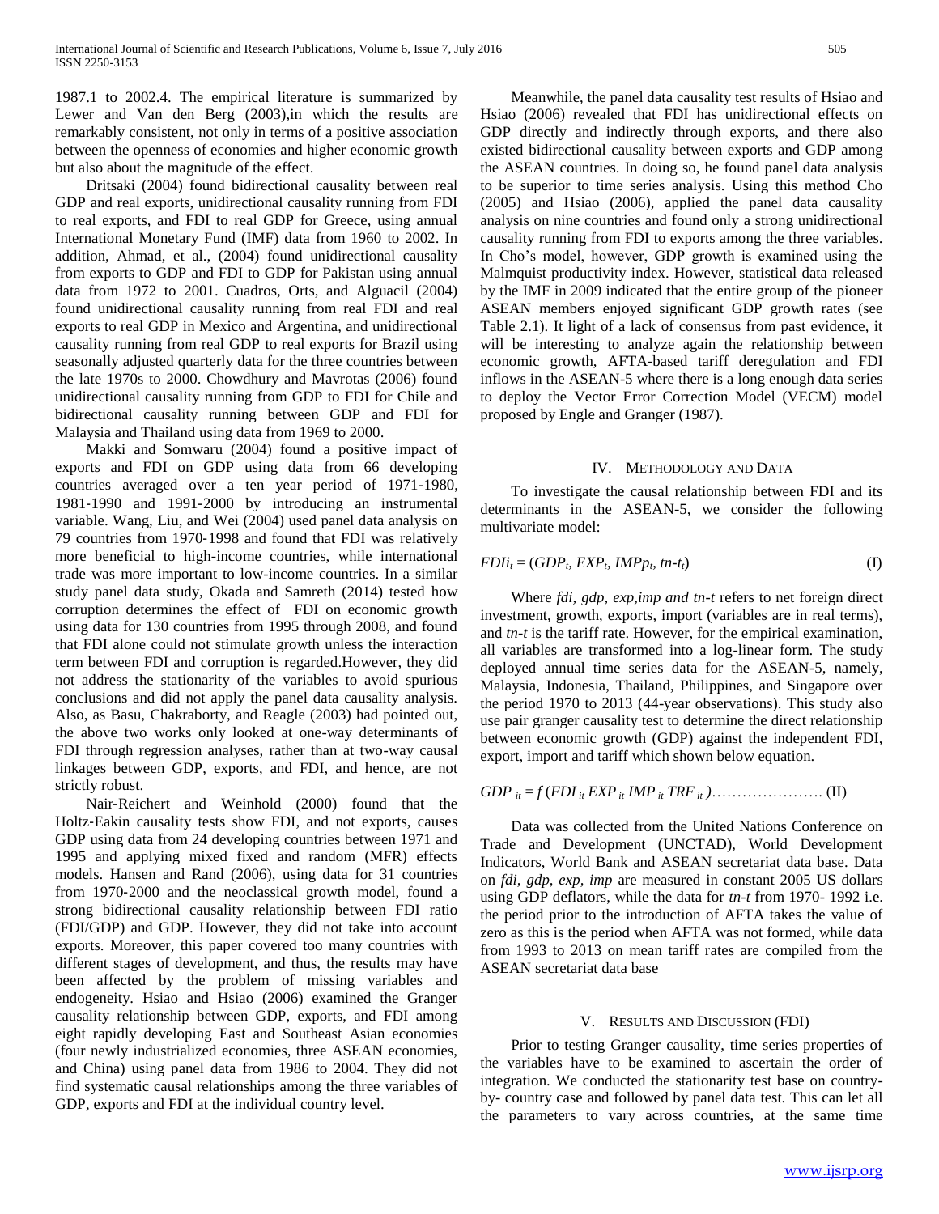1987.1 to 2002.4. The empirical literature is summarized by Lewer and Van den Berg (2003),in which the results are remarkably consistent, not only in terms of a positive association between the openness of economies and higher economic growth but also about the magnitude of the effect.

Dritsaki (2004) found bidirectional causality between real GDP and real exports, unidirectional causality running from FDI to real exports, and FDI to real GDP for Greece, using annual International Monetary Fund (IMF) data from 1960 to 2002. In addition, Ahmad, et al., (2004) found unidirectional causality from exports to GDP and FDI to GDP for Pakistan using annual data from 1972 to 2001. Cuadros, Orts, and Alguacil (2004) found unidirectional causality running from real FDI and real exports to real GDP in Mexico and Argentina, and unidirectional causality running from real GDP to real exports for Brazil using seasonally adjusted quarterly data for the three countries between the late 1970s to 2000. Chowdhury and Mavrotas (2006) found unidirectional causality running from GDP to FDI for Chile and bidirectional causality running between GDP and FDI for Malaysia and Thailand using data from 1969 to 2000.

Makki and Somwaru (2004) found a positive impact of exports and FDI on GDP using data from 66 developing countries averaged over a ten year period of 1971-1980, 1981-1990 and 1991-2000 by introducing an instrumental variable. Wang, Liu, and Wei (2004) used panel data analysis on 79 countries from 1970-1998 and found that FDI was relatively more beneficial to high-income countries, while international trade was more important to low-income countries. In a similar study panel data study, Okada and Samreth (2014) tested how corruption determines the effect of FDI on economic growth using data for 130 countries from 1995 through 2008, and found that FDI alone could not stimulate growth unless the interaction term between FDI and corruption is regarded.However, they did not address the stationarity of the variables to avoid spurious conclusions and did not apply the panel data causality analysis. Also, as Basu, Chakraborty, and Reagle (2003) had pointed out, the above two works only looked at one-way determinants of FDI through regression analyses, rather than at two-way causal linkages between GDP, exports, and FDI, and hence, are not strictly robust.

Nair-Reichert and Weinhold (2000) found that the Holtz-Eakin causality tests show FDI, and not exports, causes GDP using data from 24 developing countries between 1971 and 1995 and applying mixed fixed and random (MFR) effects models. Hansen and Rand (2006), using data for 31 countries from 1970-2000 and the neoclassical growth model, found a strong bidirectional causality relationship between FDI ratio (FDI/GDP) and GDP. However, they did not take into account exports. Moreover, this paper covered too many countries with different stages of development, and thus, the results may have been affected by the problem of missing variables and endogeneity. Hsiao and Hsiao (2006) examined the Granger causality relationship between GDP, exports, and FDI among eight rapidly developing East and Southeast Asian economies (four newly industrialized economies, three ASEAN economies, and China) using panel data from 1986 to 2004. They did not find systematic causal relationships among the three variables of GDP, exports and FDI at the individual country level.

Meanwhile, the panel data causality test results of Hsiao and Hsiao (2006) revealed that FDI has unidirectional effects on GDP directly and indirectly through exports, and there also existed bidirectional causality between exports and GDP among the ASEAN countries. In doing so, he found panel data analysis to be superior to time series analysis. Using this method Cho (2005) and Hsiao (2006), applied the panel data causality analysis on nine countries and found only a strong unidirectional causality running from FDI to exports among the three variables. In Cho's model, however, GDP growth is examined using the Malmquist productivity index. However, statistical data released by the IMF in 2009 indicated that the entire group of the pioneer ASEAN members enjoyed significant GDP growth rates (see Table 2.1). It light of a lack of consensus from past evidence, it will be interesting to analyze again the relationship between economic growth, AFTA-based tariff deregulation and FDI inflows in the ASEAN-5 where there is a long enough data series to deploy the Vector Error Correction Model (VECM) model proposed by Engle and Granger (1987).

## IV. Methodology and Data

To investigate the causal relationship between FDI and its determinants in the ASEAN-5, we consider the following multivariate model:

$$FDIi_t = (GDP_t, EXP_t, IMPp_t, tn\text{-}t_t) \tag{I}$$

Where *fdi, gdp, exp,imp and tn-t* refers to net foreign direct investment, growth, exports, import (variables are in real terms), and *tn-t* is the tariff rate. However, for the empirical examination, all variables are transformed into a log-linear form. The study deployed annual time series data for the ASEAN-5, namely, Malaysia, Indonesia, Thailand, Philippines, and Singapore over the period 1970 to 2013 (44-year observations). This study also use pair granger causality test to determine the direct relationship between economic growth (GDP) against the independent FDI, export, import and tariff which shown below equation.

$$GDP_{it} = f(FDI_{it}\, EXP_{it}\, IMP_{it}\, TRF_{it}) \text{………………….} \tag{II}$$

Data was collected from the United Nations Conference on Trade and Development (UNCTAD), World Development Indicators, World Bank and ASEAN secretariat data base. Data on *fdi, gdp, exp, imp* are measured in constant 2005 US dollars using GDP deflators, while the data for *tn-t* from 1970- 1992 i.e. the period prior to the introduction of AFTA takes the value of zero as this is the period when AFTA was not formed, while data from 1993 to 2013 on mean tariff rates are compiled from the ASEAN secretariat data base

## V. Results and Discussion (FDI)

Prior to testing Granger causality, time series properties of the variables have to be examined to ascertain the order of integration. We conducted the stationarity test base on country-by- country case and followed by panel data test. This can let all the parameters to vary across countries, at the same time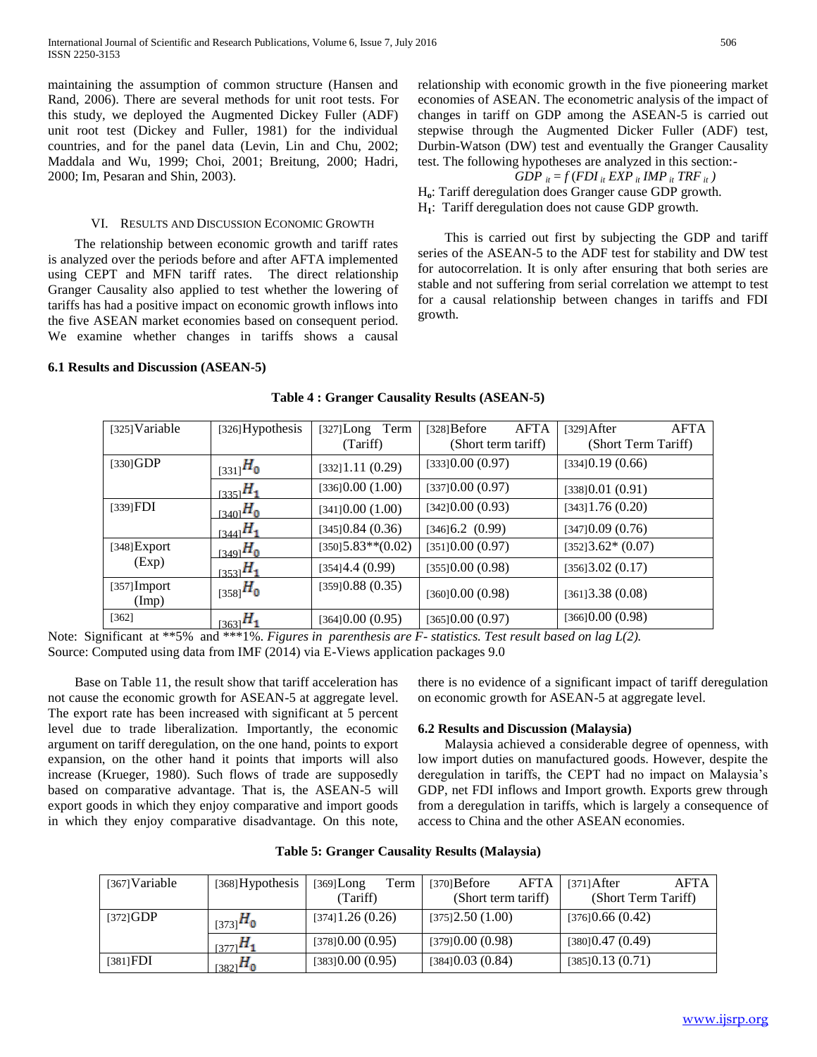maintaining the assumption of common structure (Hansen and Rand, 2006). There are several methods for unit root tests. For this study, we deployed the Augmented Dickey Fuller (ADF) unit root test (Dickey and Fuller, 1981) for the individual countries, and for the panel data (Levin, Lin and Chu, 2002; Maddala and Wu, 1999; Choi, 2001; Breitung, 2000; Hadri, 2000; Im, Pesaran and Shin, 2003).

## VI. Results and Discussion Economic Growth

The relationship between economic growth and tariff rates is analyzed over the periods before and after AFTA implemented using CEPT and MFN tariff rates. The direct relationship Granger Causality also applied to test whether the lowering of tariffs has had a positive impact on economic growth inflows into the five ASEAN market economies based on consequent period. We examine whether changes in tariffs shows a causal relationship with economic growth in the five pioneering market economies of ASEAN. The econometric analysis of the impact of changes in tariff on GDP among the ASEAN-5 is carried out stepwise through the Augmented Dicker Fuller (ADF) test, Durbin-Watson (DW) test and eventually the Granger Causality test. The following hypotheses are analyzed in this section:-

$$GDP_{it} = f(FDI_{it}\ EXP_{it}\ IMP_{it}\ TRF_{it})$$

$H_o$: Tariff deregulation does Granger cause GDP growth.
$H_1$: Tariff deregulation does not cause GDP growth.

This is carried out first by subjecting the GDP and tariff series of the ASEAN-5 to the ADF test for stability and DW test for autocorrelation. It is only after ensuring that both series are stable and not suffering from serial correlation we attempt to test for a causal relationship between changes in tariffs and FDI growth.

### 6.1 Results and Discussion (ASEAN-5)

**Table 4 : Granger Causality Results (ASEAN-5)**

| [325]Variable | [326]Hypothesis | [327]Long Term (Tariff) | [328]Before AFTA (Short term tariff) | [329]After AFTA (Short Term Tariff) |
|---|---|---|---|---|
| [330]GDP | [331] $H_0$ | [332]1.11 (0.29) | [333]0.00 (0.97) | [334]0.19 (0.66) |
| | [335] $H_1$ | [336]0.00 (1.00) | [337]0.00 (0.97) | [338]0.01 (0.91) |
| [339]FDI | [340] $H_0$ | [341]0.00 (1.00) | [342]0.00 (0.93) | [343]1.76 (0.20) |
| | [344] $H_1$ | [345]0.84 (0.36) | [346]6.2 (0.99) | [347]0.09 (0.76) |
| [348]Export (Exp) | [349] $H_0$ | [350]5.83**(0.02) | [351]0.00 (0.97) | [352]3.62* (0.07) |
| | [353] $H_1$ | [354]4.4 (0.99) | [355]0.00 (0.98) | [356]3.02 (0.17) |
| [357]Import (Imp) | [358] $H_0$ | [359]0.88 (0.35) | [360]0.00 (0.98) | [361]3.38 (0.08) |
| [362] | [363] $H_1$ | [364]0.00 (0.95) | [365]0.00 (0.97) | [366]0.00 (0.98) |

Note: Significant at **5% and ***1%. *Figures in parenthesis are F- statistics. Test result based on lag L(2).*
Source: Computed using data from IMF (2014) via E-Views application packages 9.0

Base on Table 11, the result show that tariff acceleration has not cause the economic growth for ASEAN-5 at aggregate level. The export rate has been increased with significant at 5 percent level due to trade liberalization. Importantly, the economic argument on tariff deregulation, on the one hand, points to export expansion, on the other hand it points that imports will also increase (Krueger, 1980). Such flows of trade are supposedly based on comparative advantage. That is, the ASEAN-5 will export goods in which they enjoy comparative and import goods in which they enjoy comparative disadvantage. On this note, there is no evidence of a significant impact of tariff deregulation on economic growth for ASEAN-5 at aggregate level.

### 6.2 Results and Discussion (Malaysia)

Malaysia achieved a considerable degree of openness, with low import duties on manufactured goods. However, despite the deregulation in tariffs, the CEPT had no impact on Malaysia's GDP, net FDI inflows and Import growth. Exports grew through from a deregulation in tariffs, which is largely a consequence of access to China and the other ASEAN economies.

**Table 5: Granger Causality Results (Malaysia)**

| [367]Variable | [368]Hypothesis | [369]Long Term (Tariff) | [370]Before AFTA (Short term tariff) | [371]After AFTA (Short Term Tariff) |
|---|---|---|---|---|
| [372]GDP | [373] $H_0$ | [374]1.26 (0.26) | [375]2.50 (1.00) | [376]0.66 (0.42) |
| | [377] $H_1$ | [378]0.00 (0.95) | [379]0.00 (0.98) | [380]0.47 (0.49) |
| [381]FDI | [382] $H_0$ | [383]0.00 (0.95) | [384]0.03 (0.84) | [385]0.13 (0.71) |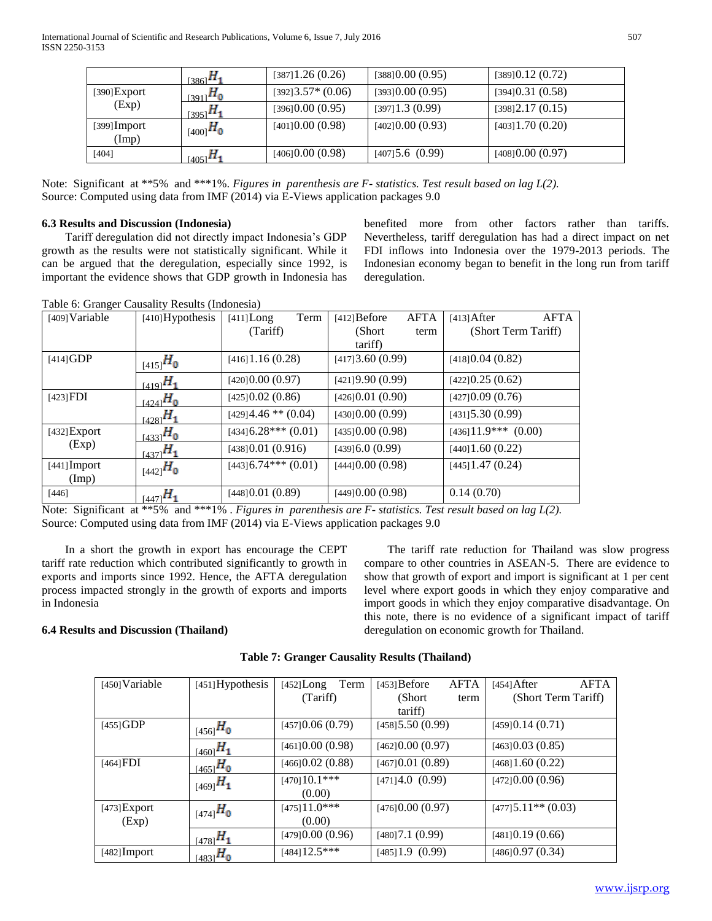|  | [386] $H_1$ | [387]1.26 (0.26) | [388]0.00 (0.95) | [389]0.12 (0.72) |
|---|---|---|---|---|
| [390]Export (Exp) | [391] $H_0$ | [392]3.57* (0.06) | [393]0.00 (0.95) | [394]0.31 (0.58) |
|  | [395] $H_1$ | [396]0.00 (0.95) | [397]1.3 (0.99) | [398]2.17 (0.15) |
| [399]Import (Imp) | [400] $H_0$ | [401]0.00 (0.98) | [402]0.00 (0.93) | [403]1.70 (0.20) |
| [404] | [405] $H_1$ | [406]0.00 (0.98) | [407]5.6 (0.99) | [408]0.00 (0.97) |

Note: Significant at **5% and ***1%. *Figures in parenthesis are F- statistics. Test result based on lag L(2).*
Source: Computed using data from IMF (2014) via E-Views application packages 9.0

### 6.3 Results and Discussion (Indonesia)

Tariff deregulation did not directly impact Indonesia's GDP growth as the results were not statistically significant. While it can be argued that the deregulation, especially since 1992, is important the evidence shows that GDP growth in Indonesia has benefited more from other factors rather than tariffs. Nevertheless, tariff deregulation has had a direct impact on net FDI inflows into Indonesia over the 1979-2013 periods. The Indonesian economy began to benefit in the long run from tariff deregulation.

Table 6: Granger Causality Results (Indonesia)

| [409]Variable | [410]Hypothesis | [411]Long Term (Tariff) | [412]Before AFTA (Short term tariff) | [413]After AFTA (Short Term Tariff) |
|---|---|---|---|---|
| [414]GDP | [415] $H_0$ | [416]1.16 (0.28) | [417]3.60 (0.99) | [418]0.04 (0.82) |
|  | [419] $H_1$ | [420]0.00 (0.97) | [421]9.90 (0.99) | [422]0.25 (0.62) |
| [423]FDI | [424] $H_0$ | [425]0.02 (0.86) | [426]0.01 (0.90) | [427]0.09 (0.76) |
|  | [428] $H_1$ | [429]4.46 ** (0.04) | [430]0.00 (0.99) | [431]5.30 (0.99) |
| [432]Export (Exp) | [433] $H_0$ | [434]6.28*** (0.01) | [435]0.00 (0.98) | [436]11.9*** (0.00) |
|  | [437] $H_1$ | [438]0.01 (0.916) | [439]6.0 (0.99) | [440]1.60 (0.22) |
| [441]Import (Imp) | [442] $H_0$ | [443]6.74*** (0.01) | [444]0.00 (0.98) | [445]1.47 (0.24) |
| [446] | [447] $H_1$ | [448]0.01 (0.89) | [449]0.00 (0.98) | 0.14 (0.70) |

Note: Significant at **5% and ***1% . *Figures in parenthesis are F- statistics. Test result based on lag L(2).*
Source: Computed using data from IMF (2014) via E-Views application packages 9.0

In a short the growth in export has encourage the CEPT tariff rate reduction which contributed significantly to growth in exports and imports since 1992. Hence, the AFTA deregulation process impacted strongly in the growth of exports and imports in Indonesia

### 6.4 Results and Discussion (Thailand)

The tariff rate reduction for Thailand was slow progress compare to other countries in ASEAN-5. There are evidence to show that growth of export and import is significant at 1 per cent level where export goods in which they enjoy comparative and import goods in which they enjoy comparative disadvantage. On this note, there is no evidence of a significant impact of tariff deregulation on economic growth for Thailand.

**Table 7: Granger Causality Results (Thailand)**

| [450]Variable | [451]Hypothesis | [452]Long Term (Tariff) | [453]Before AFTA (Short term tariff) | [454]After AFTA (Short Term Tariff) |
|---|---|---|---|---|
| [455]GDP | [456] $H_0$ | [457]0.06 (0.79) | [458]5.50 (0.99) | [459]0.14 (0.71) |
|  | [460] $H_1$ | [461]0.00 (0.98) | [462]0.00 (0.97) | [463]0.03 (0.85) |
| [464]FDI | [465] $H_0$ | [466]0.02 (0.88) | [467]0.01 (0.89) | [468]1.60 (0.22) |
|  | [469] $H_1$ | [470]10.1*** (0.00) | [471]4.0 (0.99) | [472]0.00 (0.96) |
| [473]Export (Exp) | [474] $H_0$ | [475]11.0*** (0.00) | [476]0.00 (0.97) | [477]5.11** (0.03) |
|  | [478] $H_1$ | [479]0.00 (0.96) | [480]7.1 (0.99) | [481]0.19 (0.66) |
| [482]Import | [483] $H_0$ | [484]12.5*** | [485]1.9 (0.99) | [486]0.97 (0.34) |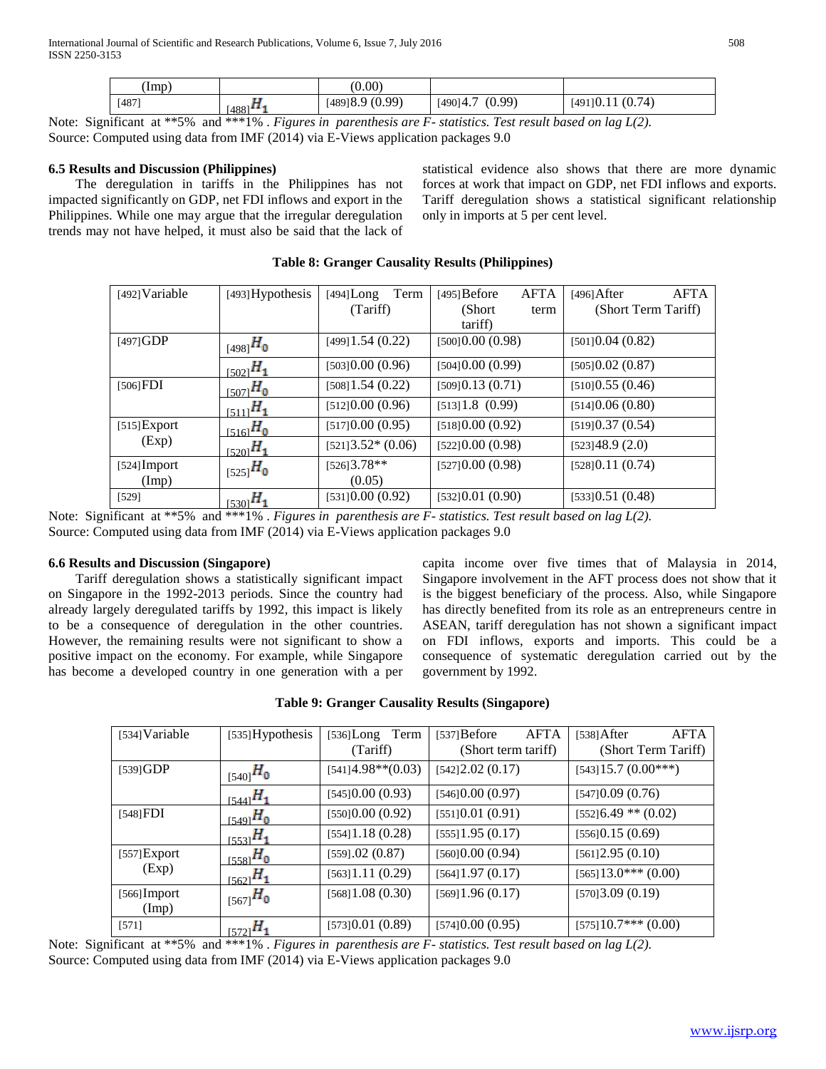| (Imp) | | (0.00) | | |
|---|---|---|---|---|
| | $H_1$ | 8.9 (0.99) | 4.7 (0.99) | 0.11 (0.74) |

Note: Significant at **5% and ***1% . *Figures in parenthesis are F- statistics. Test result based on lag L(2).*
Source: Computed using data from IMF (2014) via E-Views application packages 9.0

### 6.5 Results and Discussion (Philippines)

The deregulation in tariffs in the Philippines has not impacted significantly on GDP, net FDI inflows and export in the Philippines. While one may argue that the irregular deregulation trends may not have helped, it must also be said that the lack of statistical evidence also shows that there are more dynamic forces at work that impact on GDP, net FDI inflows and exports. Tariff deregulation shows a statistical significant relationship only in imports at 5 per cent level.

**Table 8: Granger Causality Results (Philippines)**

| Variable | Hypothesis | Long Term (Tariff) | Before AFTA (Short term tariff) | After AFTA (Short Term Tariff) |
|---|---|---|---|---|
| GDP | $H_0$ | 1.54 (0.22) | 0.00 (0.98) | 0.04 (0.82) |
| | $H_1$ | 0.00 (0.96) | 0.00 (0.99) | 0.02 (0.87) |
| FDI | $H_0$ | 1.54 (0.22) | 0.13 (0.71) | 0.55 (0.46) |
| | $H_1$ | 0.00 (0.96) | 1.8 (0.99) | 0.06 (0.80) |
| Export (Exp) | $H_0$ | 0.00 (0.95) | 0.00 (0.92) | 0.37 (0.54) |
| | $H_1$ | 3.52* (0.06) | 0.00 (0.98) | 48.9 (2.0) |
| Import (Imp) | $H_0$ | 3.78** (0.05) | 0.00 (0.98) | 0.11 (0.74) |
| | $H_1$ | 0.00 (0.92) | 0.01 (0.90) | 0.51 (0.48) |

Note: Significant at **5% and ***1% . *Figures in parenthesis are F- statistics. Test result based on lag L(2).*
Source: Computed using data from IMF (2014) via E-Views application packages 9.0

### 6.6 Results and Discussion (Singapore)

Tariff deregulation shows a statistically significant impact on Singapore in the 1992-2013 periods. Since the country had already largely deregulated tariffs by 1992, this impact is likely to be a consequence of deregulation in the other countries. However, the remaining results were not significant to show a positive impact on the economy. For example, while Singapore has become a developed country in one generation with a per capita income over five times that of Malaysia in 2014, Singapore involvement in the AFT process does not show that it is the biggest beneficiary of the process. Also, while Singapore has directly benefited from its role as an entrepreneurs centre in ASEAN, tariff deregulation has not shown a significant impact on FDI inflows, exports and imports. This could be a consequence of systematic deregulation carried out by the government by 1992.

**Table 9: Granger Causality Results (Singapore)**

| Variable | Hypothesis | Long Term (Tariff) | Before AFTA (Short term tariff) | After AFTA (Short Term Tariff) |
|---|---|---|---|---|
| GDP | $H_0$ | 4.98**(0.03) | 2.02 (0.17) | 15.7 (0.00***) |
| | $H_1$ | 0.00 (0.93) | 0.00 (0.97) | 0.09 (0.76) |
| FDI | $H_0$ | 0.00 (0.92) | 0.01 (0.91) | 6.49 ** (0.02) |
| | $H_1$ | 1.18 (0.28) | 1.95 (0.17) | 0.15 (0.69) |
| Export (Exp) | $H_0$ | .02 (0.87) | 0.00 (0.94) | 2.95 (0.10) |
| | $H_1$ | 1.11 (0.29) | 1.97 (0.17) | 13.0*** (0.00) |
| Import (Imp) | $H_0$ | 1.08 (0.30) | 1.96 (0.17) | 3.09 (0.19) |
| | $H_1$ | 0.01 (0.89) | 0.00 (0.95) | 10.7*** (0.00) |

Note: Significant at **5% and ***1% . *Figures in parenthesis are F- statistics. Test result based on lag L(2).*
Source: Computed using data from IMF (2014) via E-Views application packages 9.0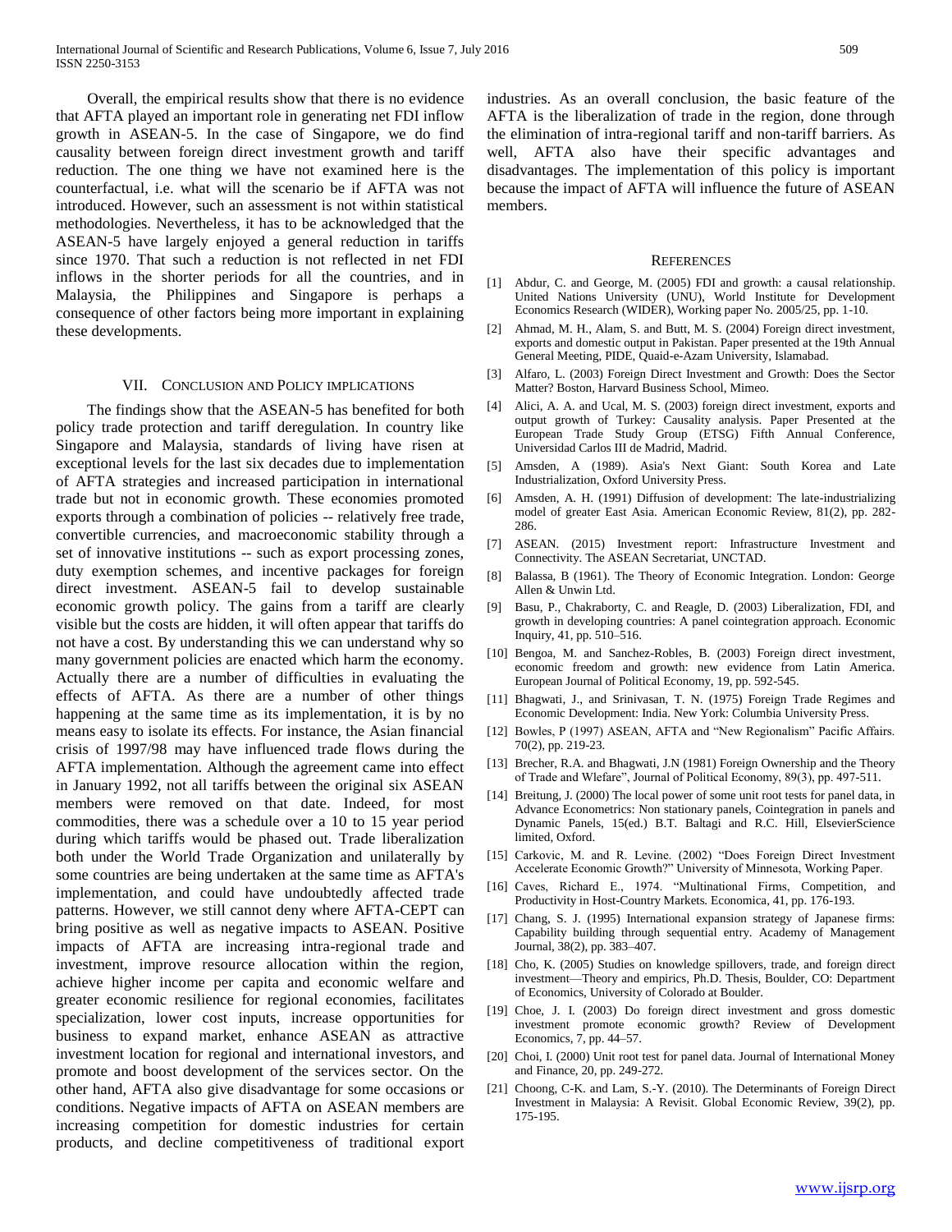Overall, the empirical results show that there is no evidence that AFTA played an important role in generating net FDI inflow growth in ASEAN-5. In the case of Singapore, we do find causality between foreign direct investment growth and tariff reduction. The one thing we have not examined here is the counterfactual, i.e. what will the scenario be if AFTA was not introduced. However, such an assessment is not within statistical methodologies. Nevertheless, it has to be acknowledged that the ASEAN-5 have largely enjoyed a general reduction in tariffs since 1970. That such a reduction is not reflected in net FDI inflows in the shorter periods for all the countries, and in Malaysia, the Philippines and Singapore is perhaps a consequence of other factors being more important in explaining these developments.

## VII. Conclusion and Policy Implications

The findings show that the ASEAN-5 has benefited for both policy trade protection and tariff deregulation. In country like Singapore and Malaysia, standards of living have risen at exceptional levels for the last six decades due to implementation of AFTA strategies and increased participation in international trade but not in economic growth. These economies promoted exports through a combination of policies -- relatively free trade, convertible currencies, and macroeconomic stability through a set of innovative institutions -- such as export processing zones, duty exemption schemes, and incentive packages for foreign direct investment. ASEAN-5 fail to develop sustainable economic growth policy. The gains from a tariff are clearly visible but the costs are hidden, it will often appear that tariffs do not have a cost. By understanding this we can understand why so many government policies are enacted which harm the economy. Actually there are a number of difficulties in evaluating the effects of AFTA. As there are a number of other things happening at the same time as its implementation, it is by no means easy to isolate its effects. For instance, the Asian financial crisis of 1997/98 may have influenced trade flows during the AFTA implementation. Although the agreement came into effect in January 1992, not all tariffs between the original six ASEAN members were removed on that date. Indeed, for most commodities, there was a schedule over a 10 to 15 year period during which tariffs would be phased out. Trade liberalization both under the World Trade Organization and unilaterally by some countries are being undertaken at the same time as AFTA's implementation, and could have undoubtedly affected trade patterns. However, we still cannot deny where AFTA-CEPT can bring positive as well as negative impacts to ASEAN. Positive impacts of AFTA are increasing intra-regional trade and investment, improve resource allocation within the region, achieve higher income per capita and economic welfare and greater economic resilience for regional economies, facilitates specialization, lower cost inputs, increase opportunities for business to expand market, enhance ASEAN as attractive investment location for regional and international investors, and promote and boost development of the services sector. On the other hand, AFTA also give disadvantage for some occasions or conditions. Negative impacts of AFTA on ASEAN members are increasing competition for domestic industries for certain products, and decline competitiveness of traditional export industries. As an overall conclusion, the basic feature of the AFTA is the liberalization of trade in the region, done through the elimination of intra-regional tariff and non-tariff barriers. As well, AFTA also have their specific advantages and disadvantages. The implementation of this policy is important because the impact of AFTA will influence the future of ASEAN members.

## References

[1] Abdur, C. and George, M. (2005) FDI and growth: a causal relationship. United Nations University (UNU), World Institute for Development Economics Research (WIDER), Working paper No. 2005/25, pp. 1-10.

[2] Ahmad, M. H., Alam, S. and Butt, M. S. (2004) Foreign direct investment, exports and domestic output in Pakistan. Paper presented at the 19th Annual General Meeting, PIDE, Quaid-e-Azam University, Islamabad.

[3] Alfaro, L. (2003) Foreign Direct Investment and Growth: Does the Sector Matter? Boston, Harvard Business School, Mimeo.

[4] Alici, A. A. and Ucal, M. S. (2003) foreign direct investment, exports and output growth of Turkey: Causality analysis. Paper Presented at the European Trade Study Group (ETSG) Fifth Annual Conference, Universidad Carlos III de Madrid, Madrid.

[5] Amsden, A (1989). Asia's Next Giant: South Korea and Late Industrialization, Oxford University Press.

[6] Amsden, A. H. (1991) Diffusion of development: The late-industrializing model of greater East Asia. American Economic Review, 81(2), pp. 282-286.

[7] ASEAN. (2015) Investment report: Infrastructure Investment and Connectivity. The ASEAN Secretariat, UNCTAD.

[8] Balassa, B (1961). The Theory of Economic Integration. London: George Allen & Unwin Ltd.

[9] Basu, P., Chakraborty, C. and Reagle, D. (2003) Liberalization, FDI, and growth in developing countries: A panel cointegration approach. Economic Inquiry, 41, pp. 510–516.

[10] Bengoa, M. and Sanchez-Robles, B. (2003) Foreign direct investment, economic freedom and growth: new evidence from Latin America. European Journal of Political Economy, 19, pp. 592-545.

[11] Bhagwati, J., and Srinivasan, T. N. (1975) Foreign Trade Regimes and Economic Development: India. New York: Columbia University Press.

[12] Bowles, P (1997) ASEAN, AFTA and "New Regionalism" Pacific Affairs. 70(2), pp. 219-23.

[13] Brecher, R.A. and Bhagwati, J.N (1981) Foreign Ownership and the Theory of Trade and Wlefare", Journal of Political Economy, 89(3), pp. 497-511.

[14] Breitung, J. (2000) The local power of some unit root tests for panel data, in Advance Econometrics: Non stationary panels, Cointegration in panels and Dynamic Panels, 15(ed.) B.T. Baltagi and R.C. Hill, ElsevierScience limited, Oxford.

[15] Carkovic, M. and R. Levine. (2002) "Does Foreign Direct Investment Accelerate Economic Growth?" University of Minnesota, Working Paper.

[16] Caves, Richard E., 1974. "Multinational Firms, Competition, and Productivity in Host-Country Markets. Economica, 41, pp. 176-193.

[17] Chang, S. J. (1995) International expansion strategy of Japanese firms: Capability building through sequential entry. Academy of Management Journal, 38(2), pp. 383–407.

[18] Cho, K. (2005) Studies on knowledge spillovers, trade, and foreign direct investment—Theory and empirics, Ph.D. Thesis, Boulder, CO: Department of Economics, University of Colorado at Boulder.

[19] Choe, J. I. (2003) Do foreign direct investment and gross domestic investment promote economic growth? Review of Development Economics, 7, pp. 44–57.

[20] Choi, I. (2000) Unit root test for panel data. Journal of International Money and Finance, 20, pp. 249-272.

[21] Choong, C-K. and Lam, S.-Y. (2010). The Determinants of Foreign Direct Investment in Malaysia: A Revisit. Global Economic Review, 39(2), pp. 175-195.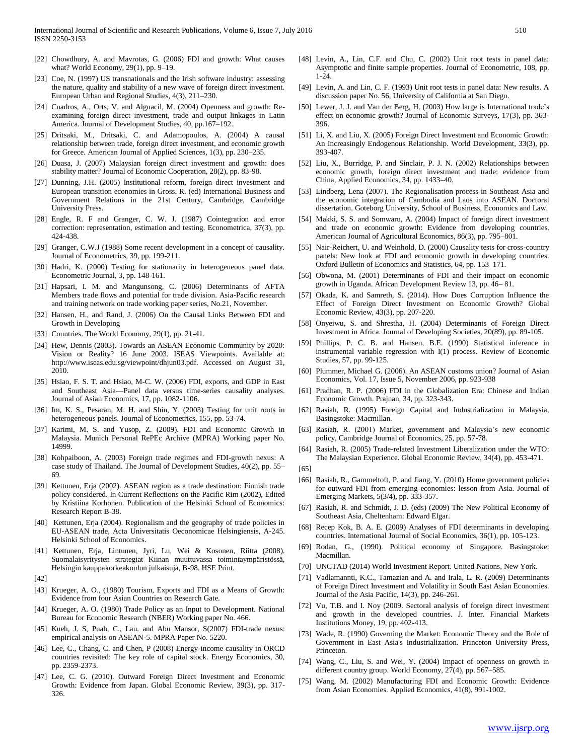[22] Chowdhury, A. and Mavrotas, G. (2006) FDI and growth: What causes what? World Economy, 29(1), pp. 9–19.

[23] Coe, N. (1997) US transnationals and the Irish software industry: assessing the nature, quality and stability of a new wave of foreign direct investment. European Urban and Regional Studies, 4(3), 211–230.

[24] Cuadros, A., Orts, V. and Alguacil, M. (2004) Openness and growth: Re-examining foreign direct investment, trade and output linkages in Latin America. Journal of Development Studies, 40, pp.167–192.

[25] Dritsaki, M., Dritsaki, C. and Adamopoulos, A. (2004) A causal relationship between trade, foreign direct investment, and economic growth for Greece. American Journal of Applied Sciences, 1(3), pp. 230–235.

[26] Duasa, J. (2007) Malaysian foreign direct investment and growth: does stability matter? Journal of Economic Cooperation, 28(2), pp. 83-98.

[27] Dunning, J.H. (2005) Institutional reform, foreign direct investment and European transition economies in Gross. R. (ed) International Business and Government Relations in the 21st Century, Cambridge, Cambridge University Press.

[28] Engle, R. F and Granger, C. W. J. (1987) Cointegration and error correction: representation, estimation and testing. Econometrica, 37(3), pp. 424-438.

[29] Granger, C.W.J (1988) Some recent development in a concept of causality. Journal of Econometrics, 39, pp. 199-211.

[30] Hadri, K. (2000) Testing for stationarity in heterogeneous panel data. Econometric Journal, 3, pp. 148-161.

[31] Hapsari, I. M. and Mangunsong, C. (2006) Determinants of AFTA Members trade flows and potential for trade division. Asia-Pacific research and training network on trade working paper series, No.21, November.

[32] Hansen, H., and Rand, J. (2006) On the Causal Links Between FDI and Growth in Developing

[33] Countries. The World Economy, 29(1), pp. 21-41.

[34] Hew, Dennis (2003). Towards an ASEAN Economic Community by 2020: Vision or Reality? 16 June 2003. ISEAS Viewpoints. Available at: http://www.iseas.edu.sg/viewpoint/dhjun03.pdf. Accessed on August 31, 2010.

[35] Hsiao, F. S. T. and Hsiao, M-C. W. (2006) FDI, exports, and GDP in East and Southeast Asia—Panel data versus time-series causality analyses. Journal of Asian Economics, 17, pp. 1082-1106.

[36] Im, K. S., Pesaran, M. H. and Shin, Y. (2003) Testing for unit roots in heterogeneous panels. Journal of Econometrics, 155, pp. 53-74.

[37] Karimi, M. S. and Yusop, Z. (2009). FDI and Economic Growth in Malaysia. Munich Personal RePEc Archive (MPRA) Working paper No. 14999.

[38] Kohpaiboon, A. (2003) Foreign trade regimes and FDI-growth nexus: A case study of Thailand. The Journal of Development Studies, 40(2), pp. 55–69.

[39] Kettunen, Erja (2002). ASEAN region as a trade destination: Finnish trade policy considered. In Current Reflections on the Pacific Rim (2002), Edited by Kristiina Korhonen. Publication of the Helsinki School of Economics: Research Report B-38.

[40] Kettunen, Erja (2004). Regionalism and the geography of trade policies in EU-ASEAN trade, Acta Universitatis Oeconomicae Helsingiensis, A-245. Helsinki School of Economics.

[41] Kettunen, Erja, Lintunen, Jyri, Lu, Wei & Kosonen, Riitta (2008). Suomalaisyritysten strategiat Kiinan muuttuvassa toimintaympäristössä, Helsingin kauppakorkeakoulun julkaisuja, B-98. HSE Print.

[42]

[43] Krueger, A. O., (1980) Tourism, Exports and FDI as a Means of Growth: Evidence from four Asian Countries on Research Gate.

[44] Krueger, A. O. (1980) Trade Policy as an Input to Development. National Bureau for Economic Research (NBER) Working paper No. 466.

[45] Kueh, J. S, Puah, C., Lau. and Abu Mansor, S(2007) FDI-trade nexus: empirical analysis on ASEAN-5. MPRA Paper No. 5220.

[46] Lee, C., Chang, C. and Chen, P (2008) Energy-income causality in ORCD countries revisited: The key role of capital stock. Energy Economics, 30, pp. 2359-2373.

[47] Lee, C. G. (2010). Outward Foreign Direct Investment and Economic Growth: Evidence from Japan. Global Economic Review, 39(3), pp. 317-326.

[48] Levin, A., Lin, C.F. and Chu, C. (2002) Unit root tests in panel data: Asymptotic and finite sample properties. Journal of Econometric, 108, pp. 1-24.

[49] Levin, A. and Lin, C. F. (1993) Unit root tests in panel data: New results. A discussion paper No. 56, University of California at San Diego.

[50] Lewer, J. J. and Van der Berg, H. (2003) How large is International trade's effect on economic growth? Journal of Economic Surveys, 17(3), pp. 363-396.

[51] Li, X. and Liu, X. (2005) Foreign Direct Investment and Economic Growth: An Increasingly Endogenous Relationship. World Development, 33(3), pp. 393-407.

[52] Liu, X., Burridge, P. and Sinclair, P. J. N. (2002) Relationships between economic growth, foreign direct investment and trade: evidence from China, Applied Economics, 34, pp. 1433–40.

[53] Lindberg, Lena (2007). The Regionalisation process in Southeast Asia and the economic integration of Cambodia and Laos into ASEAN. Doctoral dissertation. Goteborg University, School of Business, Economics and Law.

[54] Makki, S. S. and Somwaru, A. (2004) Impact of foreign direct investment and trade on economic growth: Evidence from developing countries. American Journal of Agricultural Economics, 86(3), pp. 795–801.

[55] Nair-Reichert, U. and Weinhold, D. (2000) Causality tests for cross-country panels: New look at FDI and economic growth in developing countries. Oxford Bulletin of Economics and Statistics, 64, pp. 153–171.

[56] Obwona, M. (2001) Determinants of FDI and their impact on economic growth in Uganda. African Development Review 13, pp. 46– 81.

[57] Okada, K. and Samreth, S. (2014). How Does Corruption Influence the Effect of Foreign Direct Investment on Economic Growth? Global Economic Review, 43(3), pp. 207-220.

[58] Onyeiwu, S. and Shrestha, H. (2004) Determinants of Foreign Direct Investment in Africa. Journal of Developing Societies, 20(89), pp. 89-105.

[59] Phillips, P. C. B. and Hansen, B.E. (1990) Statistical inference in instrumental variable regression with I(1) process. Review of Economic Studies, 57, pp. 99-125.

[60] Plummer, Michael G. (2006). An ASEAN customs union? Journal of Asian Economics, Vol. 17, Issue 5, November 2006, pp. 923-938

[61] Pradhan, R. P. (2006) FDI in the Globalization Era: Chinese and Indian Economic Growth. Prajnan, 34, pp. 323-343.

[62] Rasiah, R. (1995) Foreign Capital and Industrialization in Malaysia, Basingstoke: Macmillan.

[63] Rasiah, R. (2001) Market, government and Malaysia's new economic policy, Cambridge Journal of Economics, 25, pp. 57-78.

[64] Rasiah, R. (2005) Trade-related Investment Liberalization under the WTO: The Malaysian Experience. Global Economic Review, 34(4), pp. 453-471.

[65]

[66] Rasiah, R., Gammeltoft, P. and Jiang, Y. (2010) Home government policies for outward FDI from emerging economies: lesson from Asia. Journal of Emerging Markets, 5(3/4), pp. 333-357.

[67] Rasiah, R. and Schmidt, J. D. (eds) (2009) The New Political Economy of Southeast Asia, Cheltenham: Edward Elgar.

[68] Recep Kok, B. A. E. (2009) Analyses of FDI determinants in developing countries. International Journal of Social Economics, 36(1), pp. 105-123.

[69] Rodan, G., (1990). Political economy of Singapore. Basingstoke: Macmillan.

[70] UNCTAD (2014) World Investment Report. United Nations, New York.

[71] Vadlamannti, K.C., Tamazian and A. and Irala, L. R. (2009) Determinants of Foreign Direct Investment and Volatility in South East Asian Economies. Journal of the Asia Pacific, 14(3), pp. 246-261.

[72] Vu, T.B. and I. Noy (2009. Sectoral analysis of foreign direct investment and growth in the developed countries. J. Inter. Financial Markets Institutions Money, 19, pp. 402-413.

[73] Wade, R. (1990) Governing the Market: Economic Theory and the Role of Government in East Asia's Industrialization. Princeton University Press, Princeton.

[74] Wang, C., Liu, S. and Wei, Y. (2004) Impact of openness on growth in different country group. World Economy, 27(4), pp. 567–585.

[75] Wang, M. (2002) Manufacturing FDI and Economic Growth: Evidence from Asian Economies. Applied Economics, 41(8), 991-1002.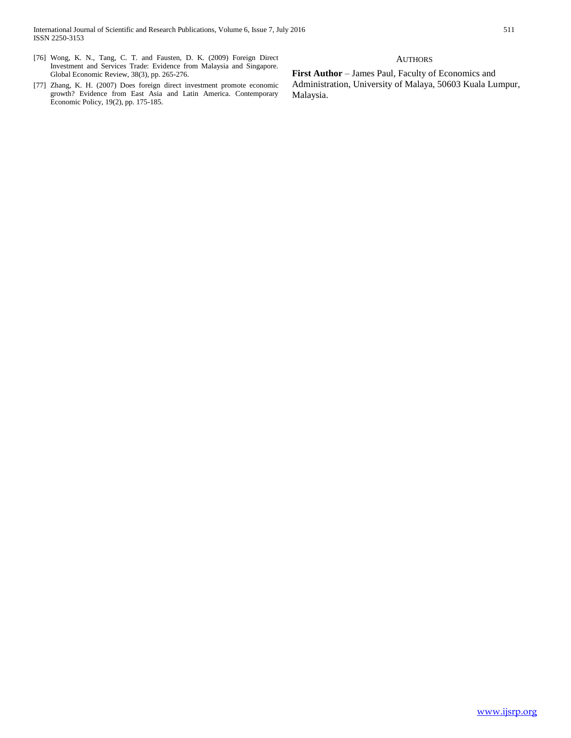[76] Wong, K. N., Tang, C. T. and Fausten, D. K. (2009) Foreign Direct Investment and Services Trade: Evidence from Malaysia and Singapore. Global Economic Review, 38(3), pp. 265-276.

[77] Zhang, K. H. (2007) Does foreign direct investment promote economic growth? Evidence from East Asia and Latin America. Contemporary Economic Policy, 19(2), pp. 175-185.

## AUTHORS

**First Author** – James Paul, Faculty of Economics and Administration, University of Malaya, 50603 Kuala Lumpur, Malaysia.